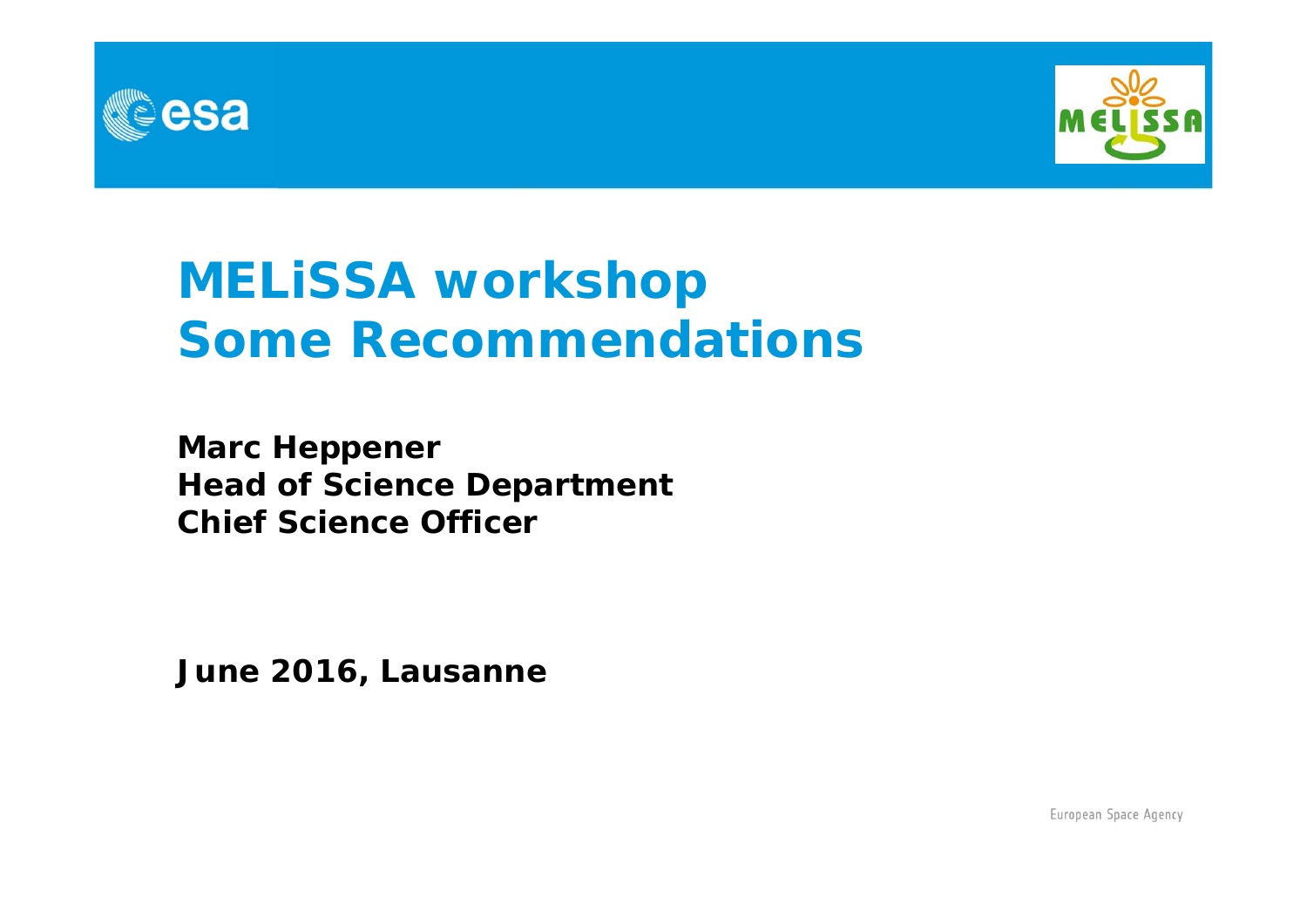# MELiSSA workshop
# Some Recommendations

**Marc Heppener**
**Head of Science Department**
**Chief Science Officer**

**June 2016, Lausanne**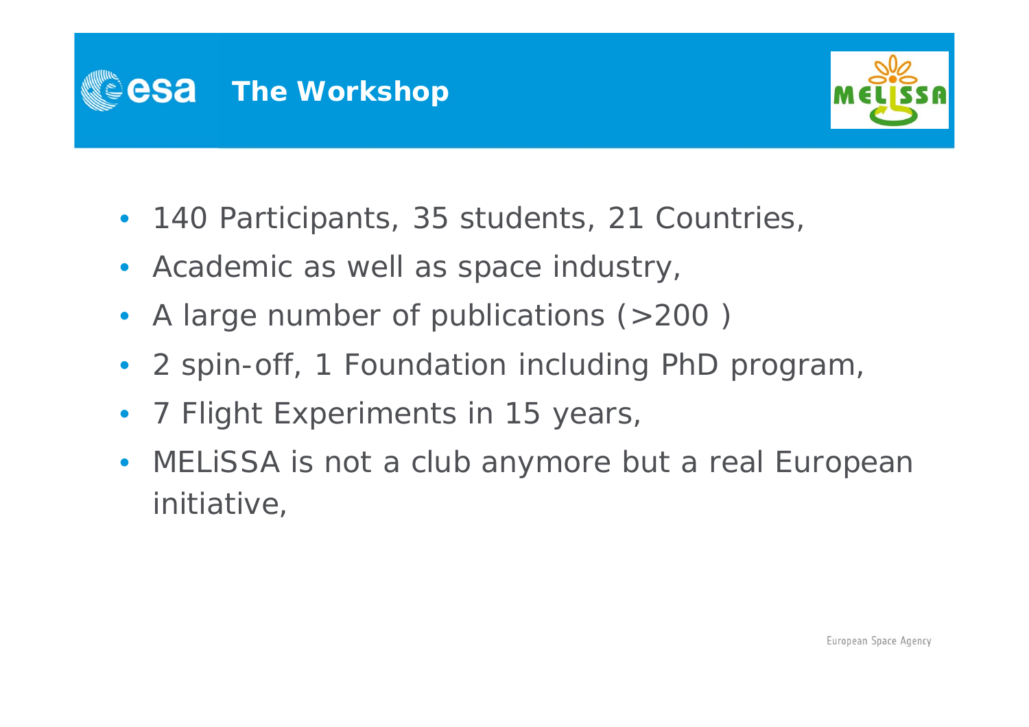# The Workshop

- 140 Participants, 35 students, 21 Countries,
- Academic as well as space industry,
- A large number of publications (>200 )
- 2 spin-off, 1 Foundation including PhD program,
- 7 Flight Experiments in 15 years,
- MELiSSA is not a club anymore but a real European initiative,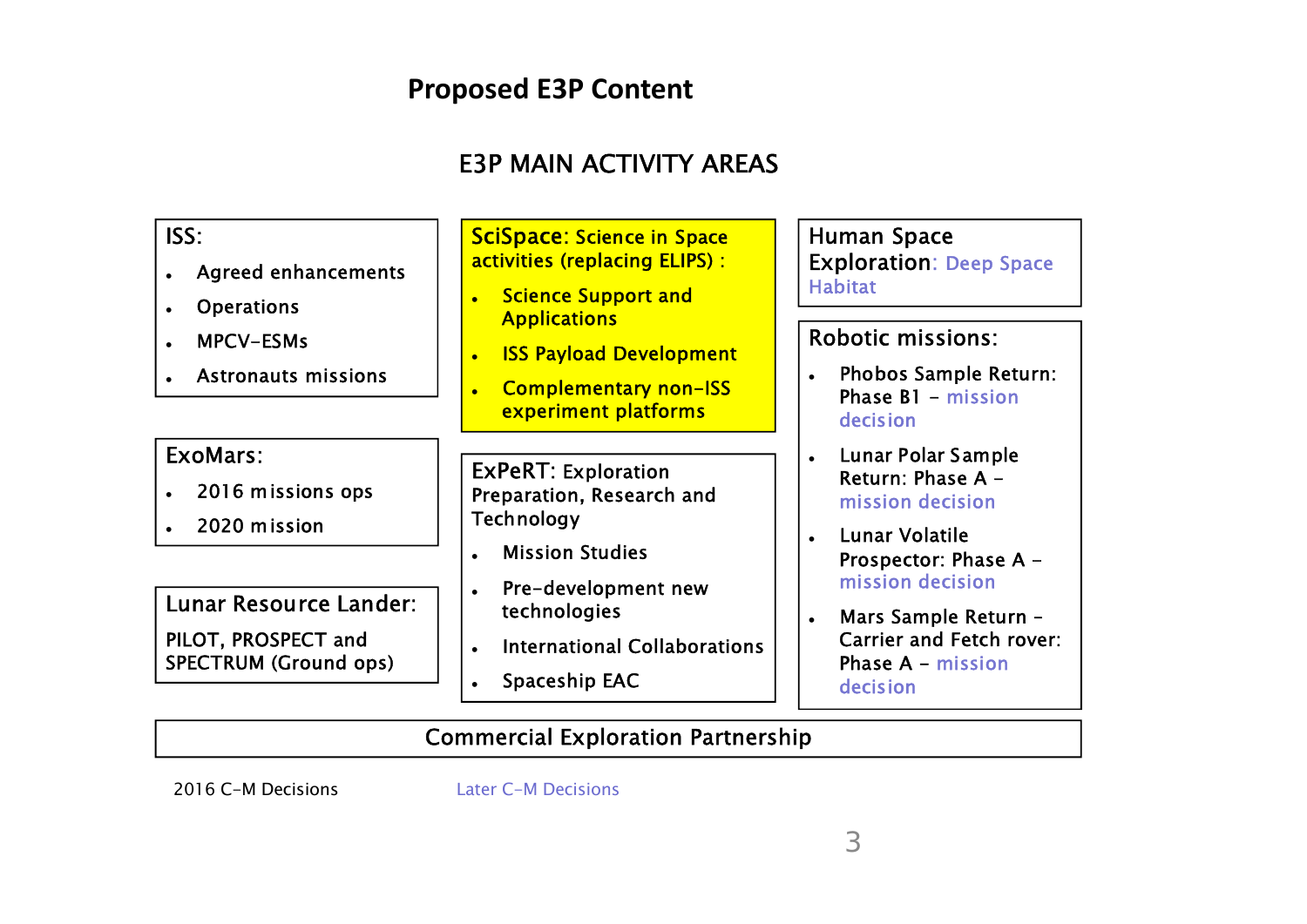# Proposed E3P Content

## E3P MAIN ACTIVITY AREAS

**ISS:**

- Agreed enhancements
- Operations
- MPCV-ESMs
- Astronauts missions

**ExoMars:**

- 2016 missions ops
- 2020 mission

**Lunar Resource Lander:**

PILOT, PROSPECT and SPECTRUM (Ground ops)

**SciSpace:** Science in Space activities (replacing ELIPS) :

- Science Support and Applications
- ISS Payload Development
- Complementary non-ISS experiment platforms

**ExPeRT:** Exploration Preparation, Research and Technology

- Mission Studies
- Pre-development new technologies
- International Collaborations
- Spaceship EAC

**Human Space Exploration:** Deep Space Habitat

**Robotic missions:**

- Phobos Sample Return: Phase B1 – mission decision
- Lunar Polar Sample Return: Phase A – mission decision
- Lunar Volatile Prospector: Phase A – mission decision
- Mars Sample Return – Carrier and Fetch rover: Phase A – mission decision

**Commercial Exploration Partnership**

2016 C-M Decisions

Later C-M Decisions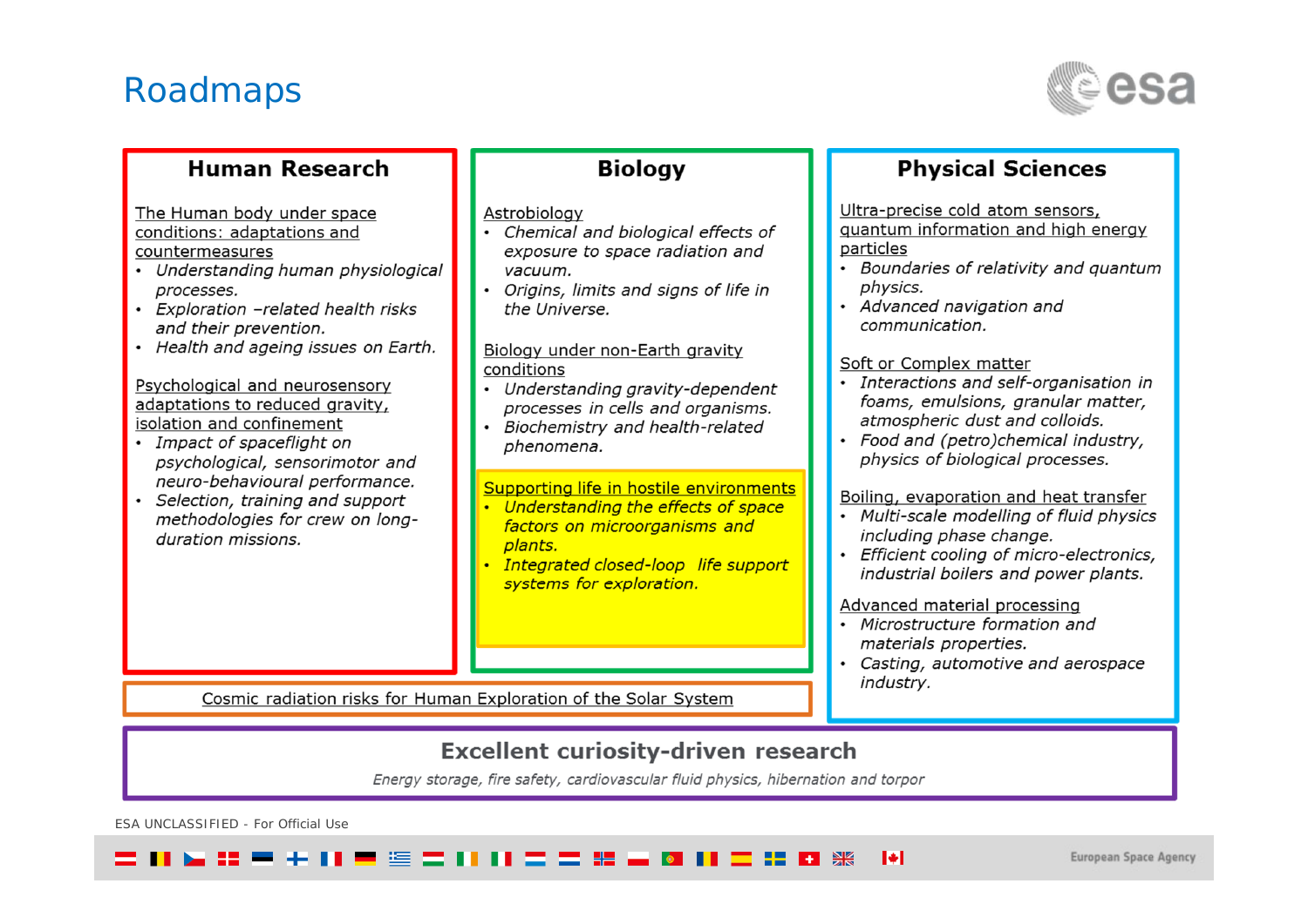# Roadmaps

## Human Research

The Human body under space conditions: adaptations and countermeasures

- *Understanding human physiological processes.*
- *Exploration –related health risks and their prevention.*
- *Health and ageing issues on Earth.*

Psychological and neurosensory adaptations to reduced gravity, isolation and confinement

- *Impact of spaceflight on psychological, sensorimotor and neuro-behavioural performance.*
- *Selection, training and support methodologies for crew on long-duration missions.*

## Biology

Astrobiology

- *Chemical and biological effects of exposure to space radiation and vacuum.*
- *Origins, limits and signs of life in the Universe.*

Biology under non-Earth gravity conditions

- *Understanding gravity-dependent processes in cells and organisms.*
- *Biochemistry and health-related phenomena.*

Supporting life in hostile environments

- *Understanding the effects of space factors on microorganisms and plants.*
- *Integrated closed-loop life support systems for exploration.*

## Physical Sciences

Ultra-precise cold atom sensors, quantum information and high energy particles

- *Boundaries of relativity and quantum physics.*
- *Advanced navigation and communication.*

Soft or Complex matter

- *Interactions and self-organisation in foams, emulsions, granular matter, atmospheric dust and colloids.*
- *Food and (petro)chemical industry, physics of biological processes.*

Boiling, evaporation and heat transfer

- *Multi-scale modelling of fluid physics including phase change.*
- *Efficient cooling of micro-electronics, industrial boilers and power plants.*

Advanced material processing

- *Microstructure formation and materials properties.*
- *Casting, automotive and aerospace industry.*

Cosmic radiation risks for Human Exploration of the Solar System

## Excellent curiosity-driven research

*Energy storage, fire safety, cardiovascular fluid physics, hibernation and torpor*

ESA UNCLASSIFIED - For Official Use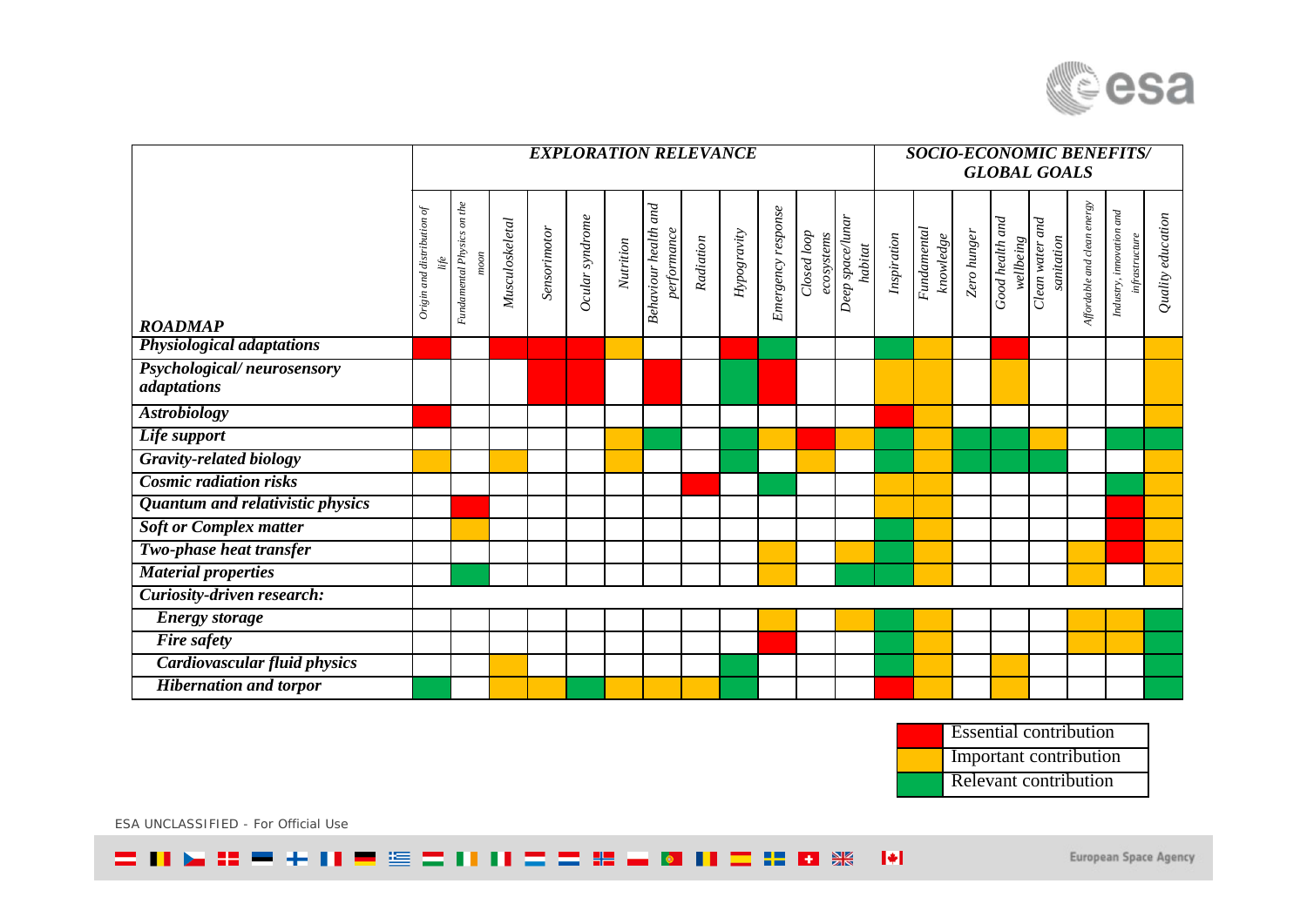| ROADMAP | EXPLORATION RELEVANCE | | | | | | | | | | | | SOCIO-ECONOMIC BENEFITS/ GLOBAL GOALS | | | | | | | |
|---|---|---|---|---|---|---|---|---|---|---|---|---|---|---|---|---|---|---|---|---|
| | Origin and distribution of life | Fundamental Physics on the moon | Musculoskeletal | Sensorimotor | Ocular syndrome | Nutrition | Behaviour health and performance | Radiation | Hypogravity | Emergency response | Closed loop ecosystems | Deep space/lunar habitat | Inspiration | Fundamental knowledge | Zero hunger | Good health and wellbeing | Clean water and sanitation | Affordable and clean energy | Industry, innovation and infrastructure | Quality education |
| ***Physiological adaptations*** | Essential | | Essential | Essential | Essential | Important | | | Essential | Relevant | | | Relevant | Important | | Essential | | | | Important |
| ***Psychological/ neurosensory adaptations*** | | | | Essential | Essential | | Essential | | Relevant | Essential | | | Important | Important | | Important | | | | Important |
| ***Astrobiology*** | Essential | | | | | | | | | | | | Essential | Important | | | | | | Important |
| ***Life support*** | | | | | | Important | Relevant | | Relevant | Important | Essential | Important | Relevant | Important | Relevant | Relevant | Important | | Relevant | Relevant |
| ***Gravity-related biology*** | Important | | Important | | | Important | | | Relevant | | Important | | Relevant | Important | Relevant | Relevant | Relevant | | | Important |
| ***Cosmic radiation risks*** | | | | | | | | Essential | | Relevant | | | Important | Important | | | | | Relevant | Important |
| ***Quantum and relativistic physics*** | | Essential | | | | | | | | | | | Important | Important | | | | | Essential | Important |
| ***Soft or Complex matter*** | | Important | | | | | | | | | | | Relevant | Important | | | | | Essential | Important |
| ***Two-phase heat transfer*** | | | | | | | | | | Important | | Important | Relevant | Important | | | | Important | Essential | Important |
| ***Material properties*** | | Relevant | | | | | | | | Important | | Relevant | Relevant | Important | | | | Important | | Important |
| ***Curiosity-driven research:*** | | | | | | | | | | | | | | | | | | | | |
| ***Energy storage*** | | | | | | | | | | Important | | Important | Relevant | Important | | | | Important | Important | Relevant |
| ***Fire safety*** | | | | | | | | | | Essential | | | Relevant | Important | | | | Important | Important | Relevant |
| ***Cardiovascular fluid physics*** | | | Important | | | | | | Relevant | | | | Relevant | Important | | Important | | | | Relevant |
| ***Hibernation and torpor*** | Relevant | | Important | Important | Relevant | Important | Important | Important | Relevant | | | | Essential | Important | | Important | | | | Relevant |

| Legend |
|---|
| Essential contribution (red) |
| Important contribution (yellow) |
| Relevant contribution (green) |

ESA UNCLASSIFIED - For Official Use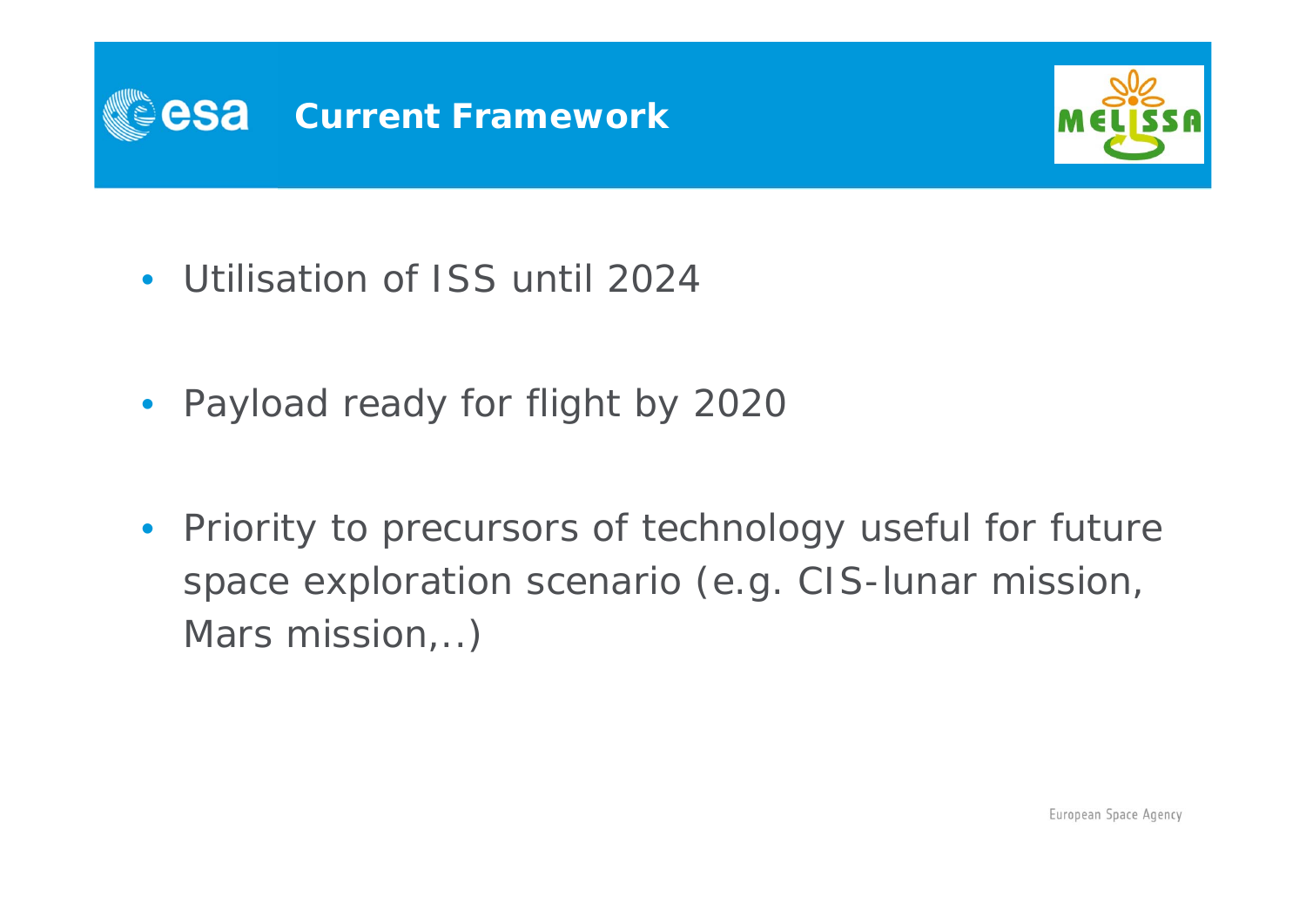# Current Framework

- Utilisation of ISS until 2024
- Payload ready for flight by 2020
- Priority to precursors of technology useful for future space exploration scenario (e.g. CIS-lunar mission, Mars mission,..)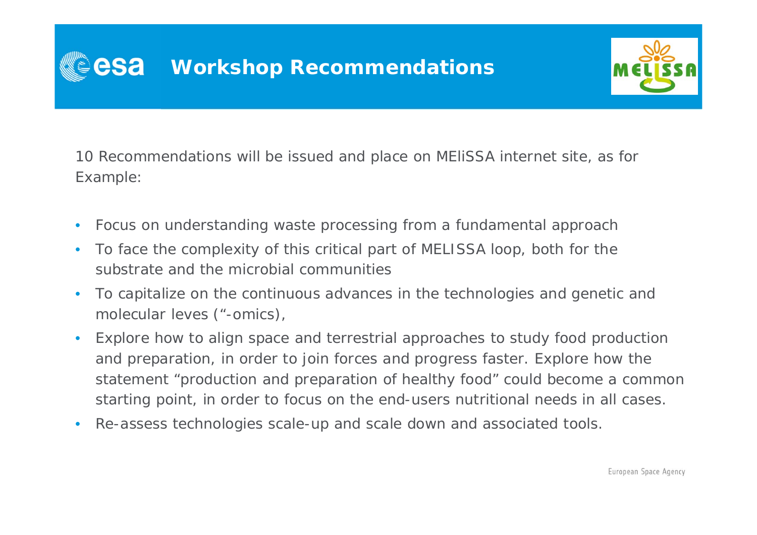# Workshop Recommendations

10 Recommendations will be issued and place on MEliSSA internet site, as for Example:

- Focus on understanding waste processing from a fundamental approach
- To face the complexity of this critical part of MELISSA loop, both for the substrate and the microbial communities
- To capitalize on the continuous advances in the technologies and genetic and molecular leves ("-omics),
- Explore how to align space and terrestrial approaches to study food production and preparation, in order to join forces and progress faster. Explore how the statement "production and preparation of healthy food" could become a common starting point, in order to focus on the end-users nutritional needs in all cases.
- Re-assess technologies scale-up and scale down and associated tools.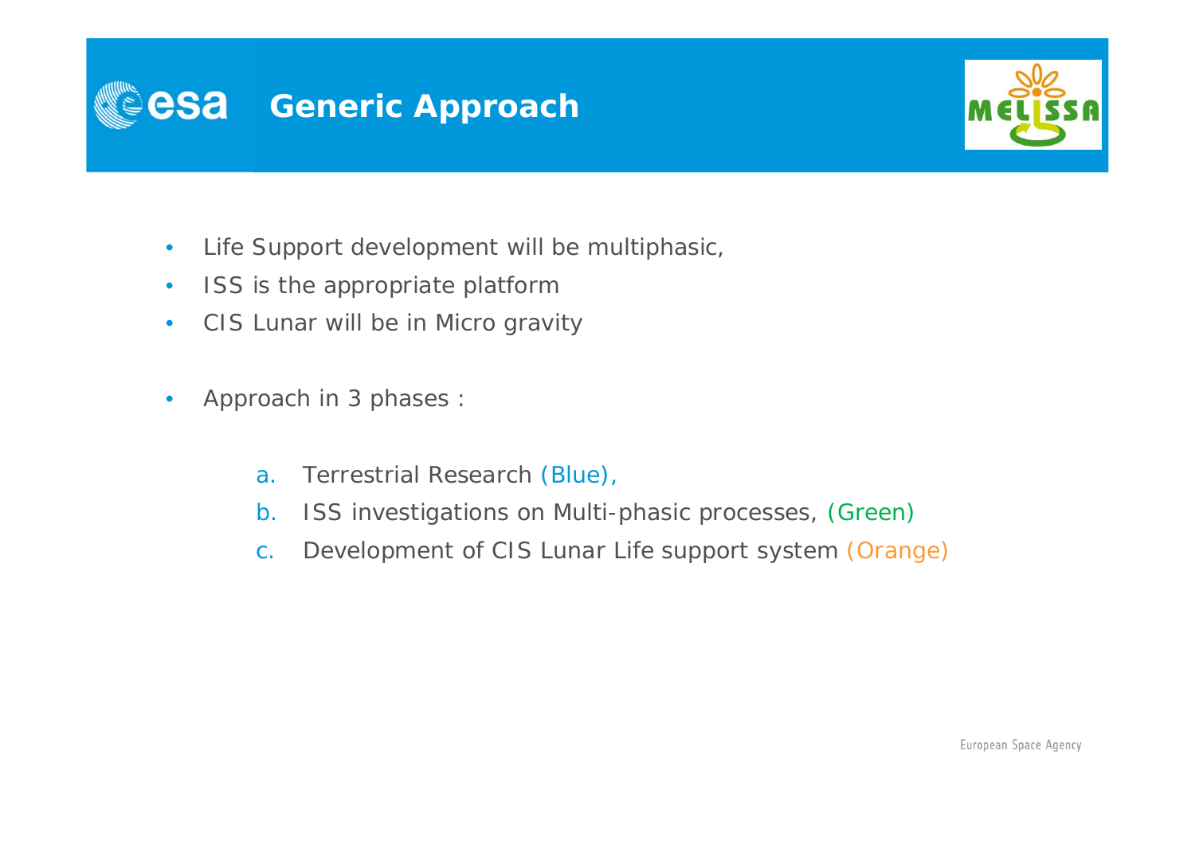# Generic Approach

- Life Support development will be multiphasic,
- ISS is the appropriate platform
- CIS Lunar will be in Micro gravity

- Approach in 3 phases :

    a. Terrestrial Research (Blue),
    b. ISS investigations on Multi-phasic processes, (Green)
    c. Development of CIS Lunar Life support system (Orange)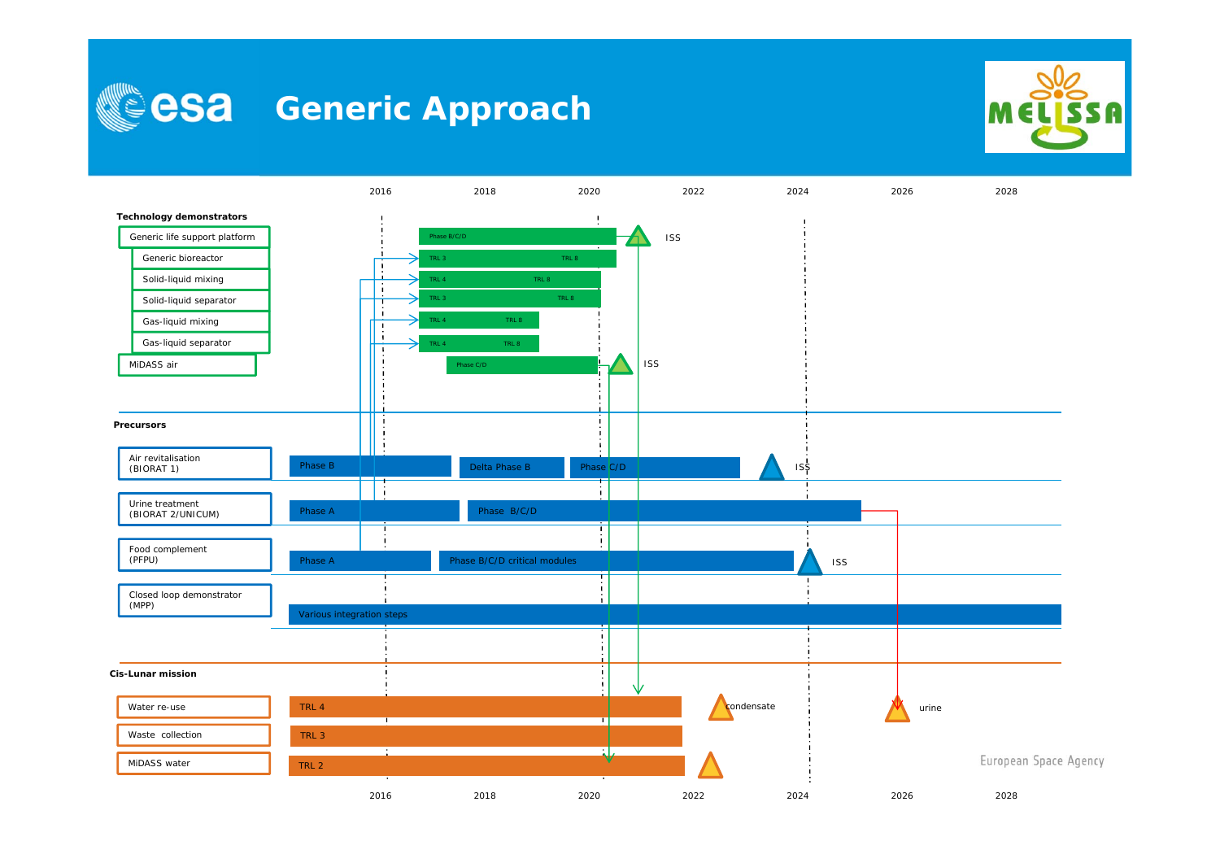# Generic Approach

| | 2016 | 2018 | 2020 | 2022 | 2024 | 2026 | 2028 |
|---|---|---|---|---|---|---|---|

**Technology demonstrators**

- Generic life support platform — Phase B/C/D → ISS
  - Generic bioreactor — TRL 3 → TRL 8
  - Solid-liquid mixing — TRL 4 → TRL 8
  - Solid-liquid separator — TRL 3 → TRL 8
  - Gas-liquid mixing — TRL 4 → TRL 8
  - Gas-liquid separator — TRL 4 → TRL 8
- MiDASS air — Phase C/D → ISS

**Precursors**

- Air revitalisation (BIORAT 1) — Phase B; Delta Phase B; Phase C/D → ISS
- Urine treatment (BIORAT 2/UNICUM) — Phase A; Phase B/C/D
- Food complement (PFPU) — Phase A; Phase B/C/D critical modules → ISS
- Closed loop demonstrator (MPP) — Various integration steps

**Cis-Lunar mission**

- Water re-use — TRL 4 → condensate; urine
- Waste collection — TRL 3
- MiDASS water — TRL 2

European Space Agency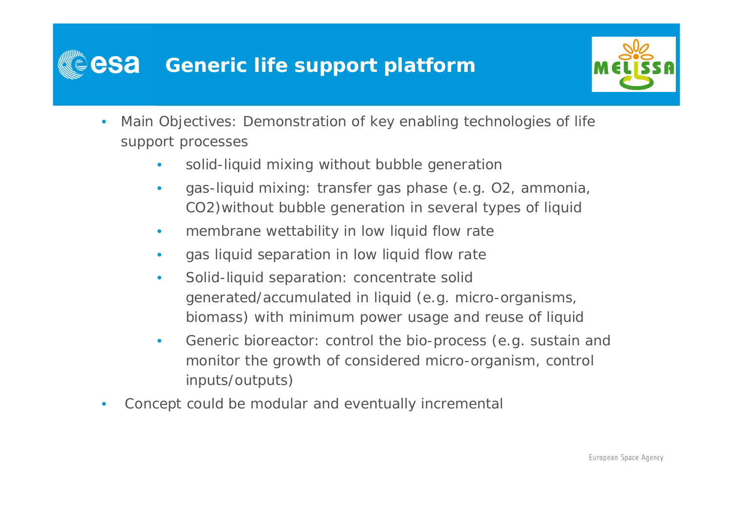# Generic life support platform

- Main Objectives: Demonstration of key enabling technologies of life support processes
  - solid-liquid mixing without bubble generation
  - gas-liquid mixing: transfer gas phase (e.g. $O_2$, ammonia, $CO_2$)without bubble generation in several types of liquid
  - membrane wettability in low liquid flow rate
  - gas liquid separation in low liquid flow rate
  - Solid-liquid separation: concentrate solid generated/accumulated in liquid (e.g. micro-organisms, biomass) with minimum power usage and reuse of liquid
  - Generic bioreactor: control the bio-process (e.g. sustain and monitor the growth of considered micro-organism, control inputs/outputs)
- Concept could be modular and eventually incremental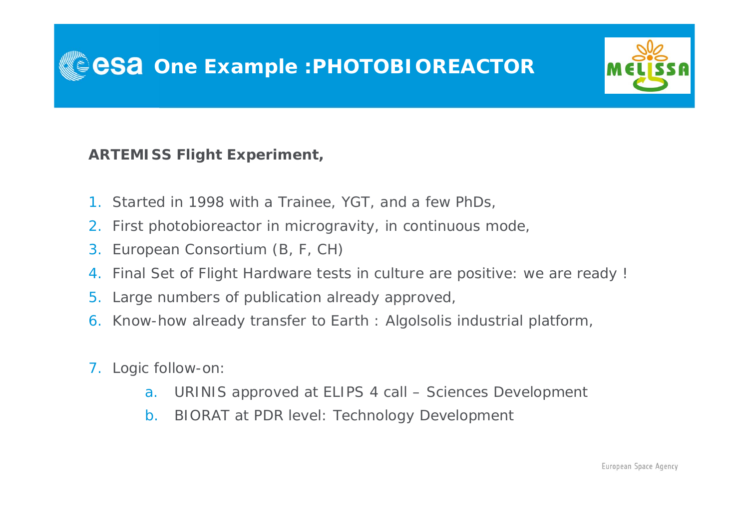# One Example :PHOTOBIOREACTOR

**ARTEMISS Flight Experiment,**

1. Started in 1998 with a Trainee, YGT, and a few PhDs,
2. First photobioreactor in microgravity, in continuous mode,
3. European Consortium (B, F, CH)
4. Final Set of Flight Hardware tests in culture are positive: we are ready !
5. Large numbers of publication already approved,
6. Know-how already transfer to Earth : Algolsolis industrial platform,
7. Logic follow-on:
   a. URINIS approved at ELIPS 4 call – Sciences Development
   b. BIORAT at PDR level: Technology Development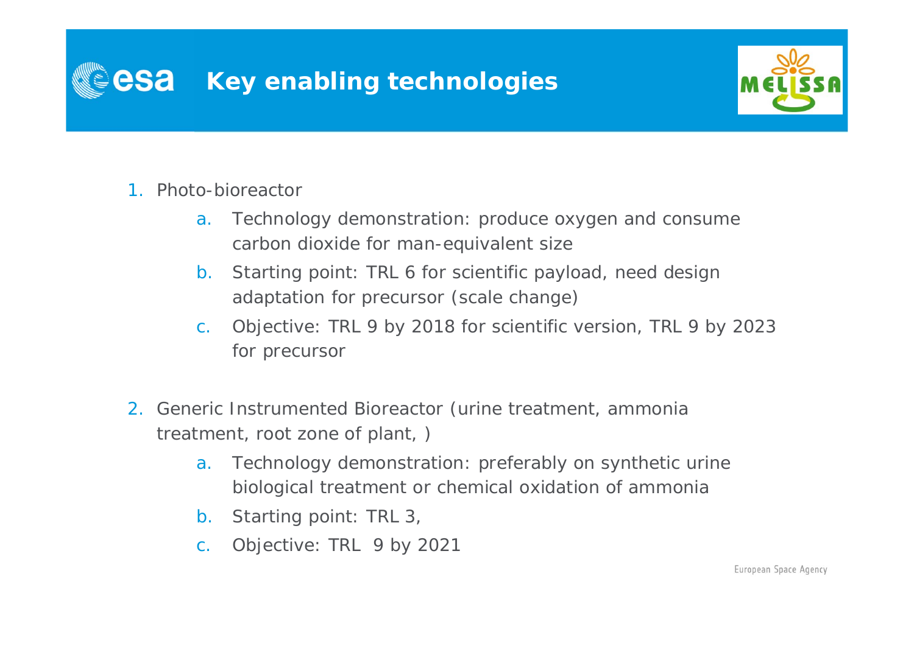# Key enabling technologies

1. Photo-bioreactor
   a. Technology demonstration: produce oxygen and consume carbon dioxide for man-equivalent size
   b. Starting point: TRL 6 for scientific payload, need design adaptation for precursor (scale change)
   c. Objective: TRL 9 by 2018 for scientific version, TRL 9 by 2023 for precursor

2. Generic Instrumented Bioreactor (urine treatment, ammonia treatment, root zone of plant, )
   a. Technology demonstration: preferably on synthetic urine biological treatment or chemical oxidation of ammonia
   b. Starting point: TRL 3,
   c. Objective: TRL 9 by 2021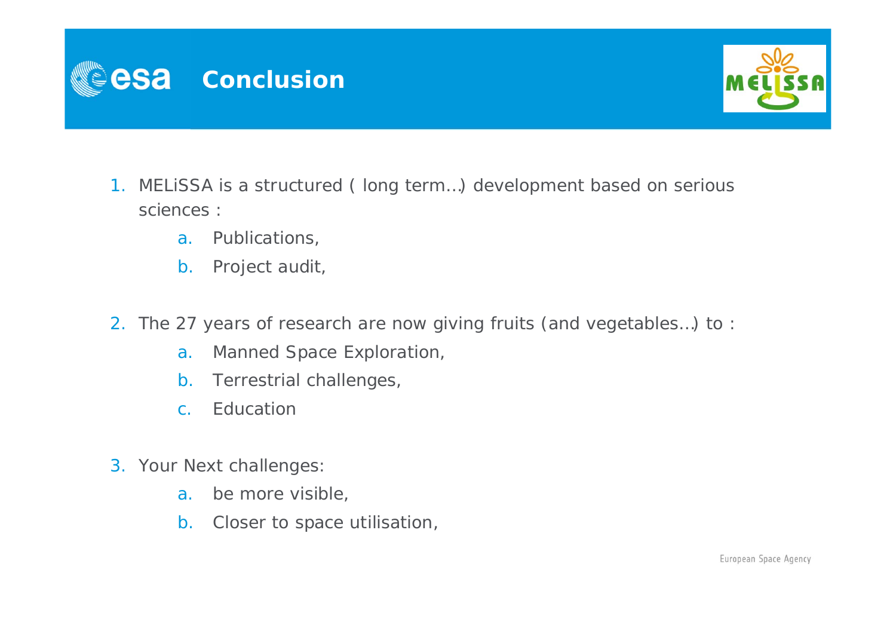# Conclusion

1. MELiSSA is a structured ( long term…) development based on serious sciences :
   a. Publications,
   b. Project audit,

2. The 27 years of research are now giving fruits (and vegetables…) to :
   a. Manned Space Exploration,
   b. Terrestrial challenges,
   c. Education

3. Your Next challenges:
   a. be more visible,
   b. Closer to space utilisation,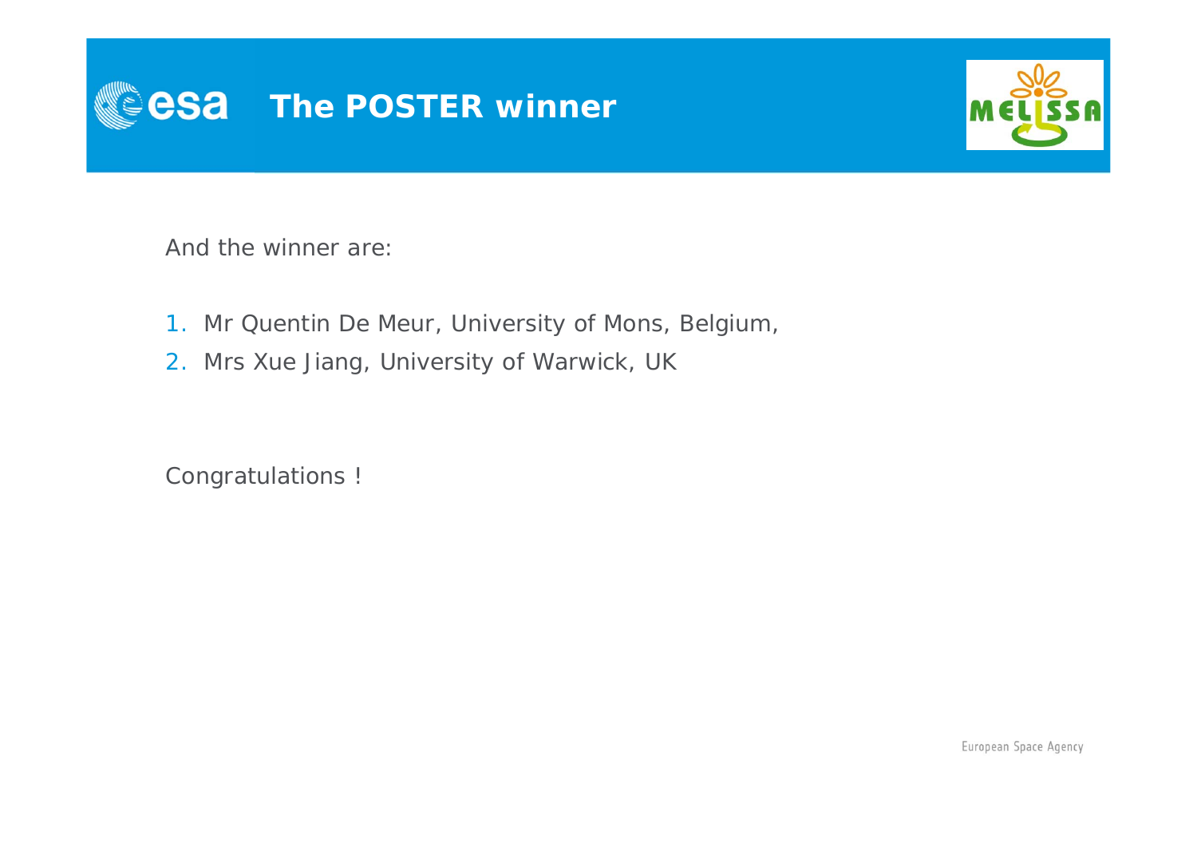# The POSTER winner

And the winner are:

1. Mr Quentin De Meur, University of Mons, Belgium,
2. Mrs Xue Jiang, University of Warwick, UK

Congratulations !